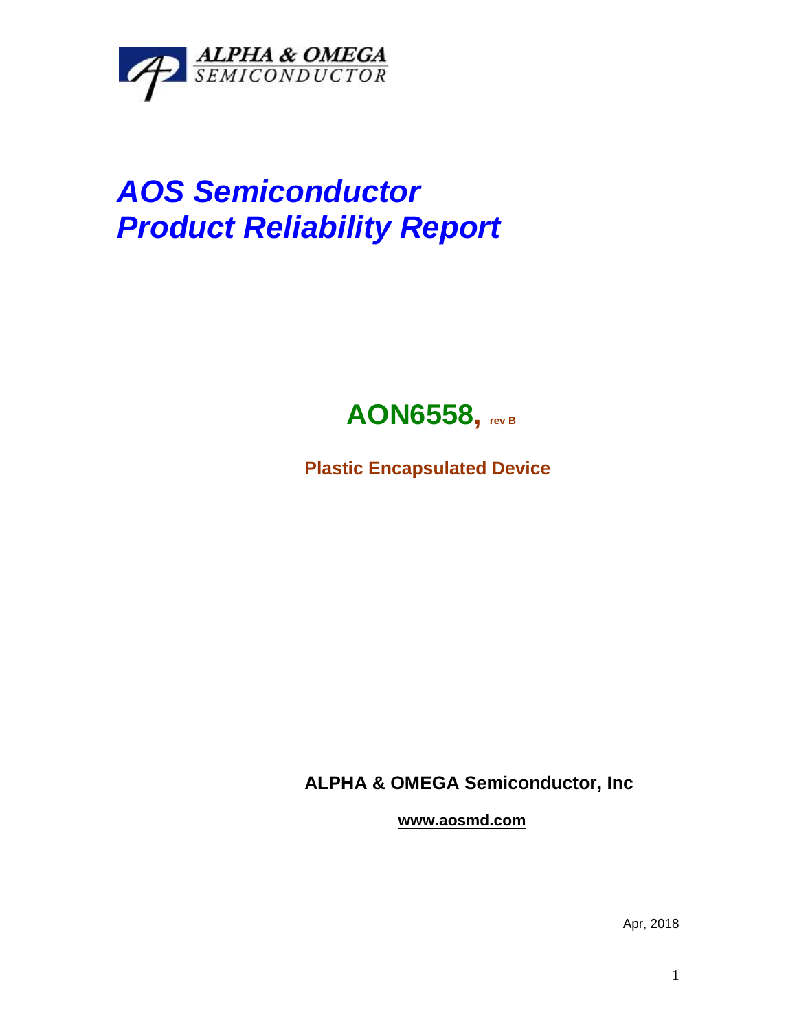ALPHA & OMEGA
SEMICONDUCTOR

# *AOS Semiconductor*
# *Product Reliability Report*

## AON6558, rev B

**Plastic Encapsulated Device**

**ALPHA & OMEGA Semiconductor, Inc**

**www.aosmd.com**

Apr, 2018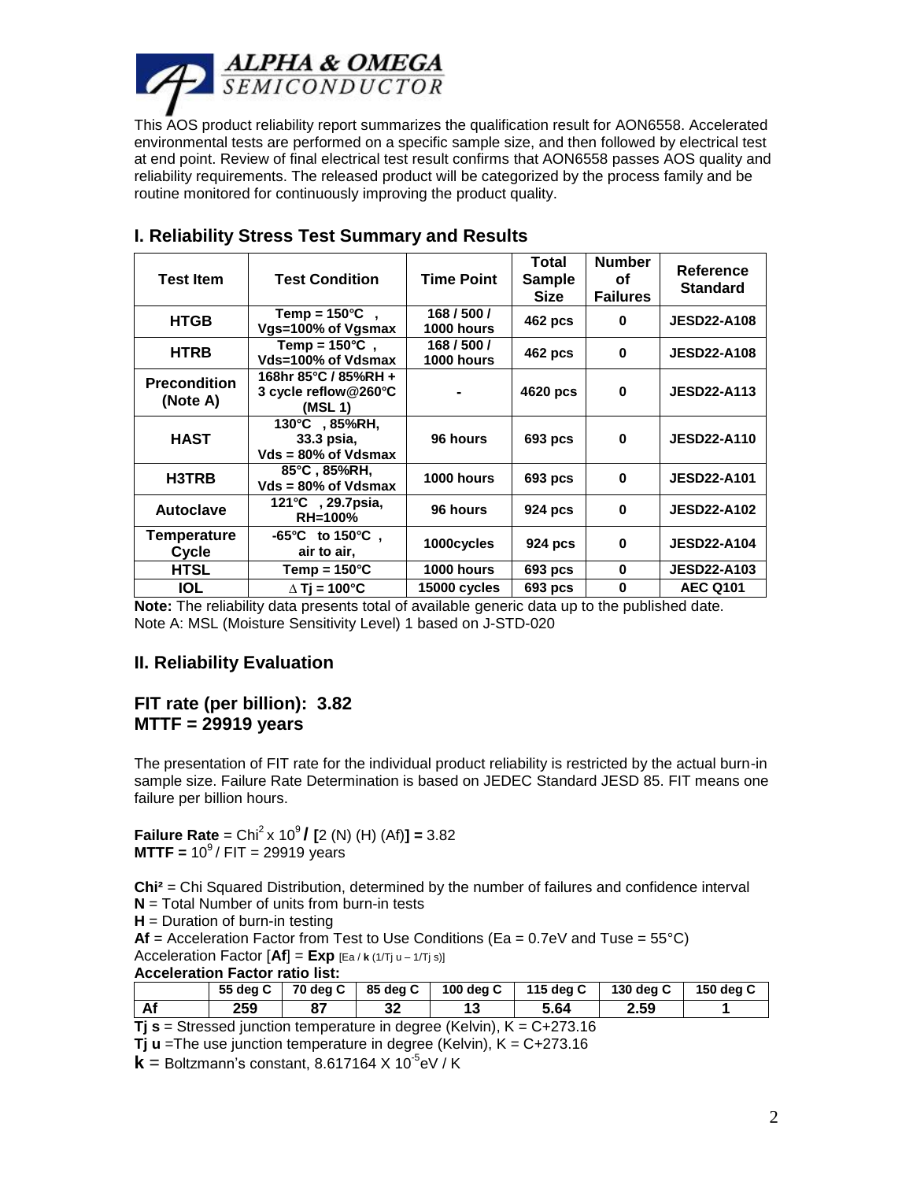ALPHA & OMEGA SEMICONDUCTOR

This AOS product reliability report summarizes the qualification result for AON6558. Accelerated environmental tests are performed on a specific sample size, and then followed by electrical test at end point. Review of final electrical test result confirms that AON6558 passes AOS quality and reliability requirements. The released product will be categorized by the process family and be routine monitored for continuously improving the product quality.

## I. Reliability Stress Test Summary and Results

| Test Item | Test Condition | Time Point | Total Sample Size | Number of Failures | Reference Standard |
|---|---|---|---|---|---|
| HTGB | Temp = 150°C , Vgs=100% of Vgsmax | 168 / 500 / 1000 hours | 462 pcs | 0 | JESD22-A108 |
| HTRB | Temp = 150°C , Vds=100% of Vdsmax | 168 / 500 / 1000 hours | 462 pcs | 0 | JESD22-A108 |
| Precondition (Note A) | 168hr 85°C / 85%RH + 3 cycle reflow@260°C (MSL 1) | - | 4620 pcs | 0 | JESD22-A113 |
| HAST | 130°C , 85%RH, 33.3 psia, Vds = 80% of Vdsmax | 96 hours | 693 pcs | 0 | JESD22-A110 |
| H3TRB | 85°C , 85%RH, Vds = 80% of Vdsmax | 1000 hours | 693 pcs | 0 | JESD22-A101 |
| Autoclave | 121°C , 29.7psia, RH=100% | 96 hours | 924 pcs | 0 | JESD22-A102 |
| Temperature Cycle | -65°C to 150°C , air to air, | 1000cycles | 924 pcs | 0 | JESD22-A104 |
| HTSL | Temp = 150°C | 1000 hours | 693 pcs | 0 | JESD22-A103 |
| IOL | $\Delta$ Tj = 100°C | 15000 cycles | 693 pcs | 0 | AEC Q101 |

**Note:** The reliability data presents total of available generic data up to the published date.
Note A: MSL (Moisture Sensitivity Level) 1 based on J-STD-020

## II. Reliability Evaluation

### FIT rate (per billion): 3.82
### MTTF = 29919 years

The presentation of FIT rate for the individual product reliability is restricted by the actual burn-in sample size. Failure Rate Determination is based on JEDEC Standard JESD 85. FIT means one failure per billion hours.

**Failure Rate** = $\text{Chi}^2 \times 10^9$ **/ [**2 (N) (H) (Af)**] =** 3.82
**MTTF =** $10^9$ / FIT = 29919 years

**Chi²** = Chi Squared Distribution, determined by the number of failures and confidence interval
**N** = Total Number of units from burn-in tests
**H** = Duration of burn-in testing
**Af** = Acceleration Factor from Test to Use Conditions (Ea = 0.7eV and Tuse = 55°C)
Acceleration Factor [**Af**] = **Exp** [Ea / **k** (1/Tj u – 1/Tj s)]

**Acceleration Factor ratio list:**

| | 55 deg C | 70 deg C | 85 deg C | 100 deg C | 115 deg C | 130 deg C | 150 deg C |
|---|---|---|---|---|---|---|---|
| Af | 259 | 87 | 32 | 13 | 5.64 | 2.59 | 1 |

**Tj s** = Stressed junction temperature in degree (Kelvin), K = C+273.16
**Tj u** =The use junction temperature in degree (Kelvin), K = C+273.16
**k** = Boltzmann's constant, $8.617164 \times 10^{-5}$ eV / K